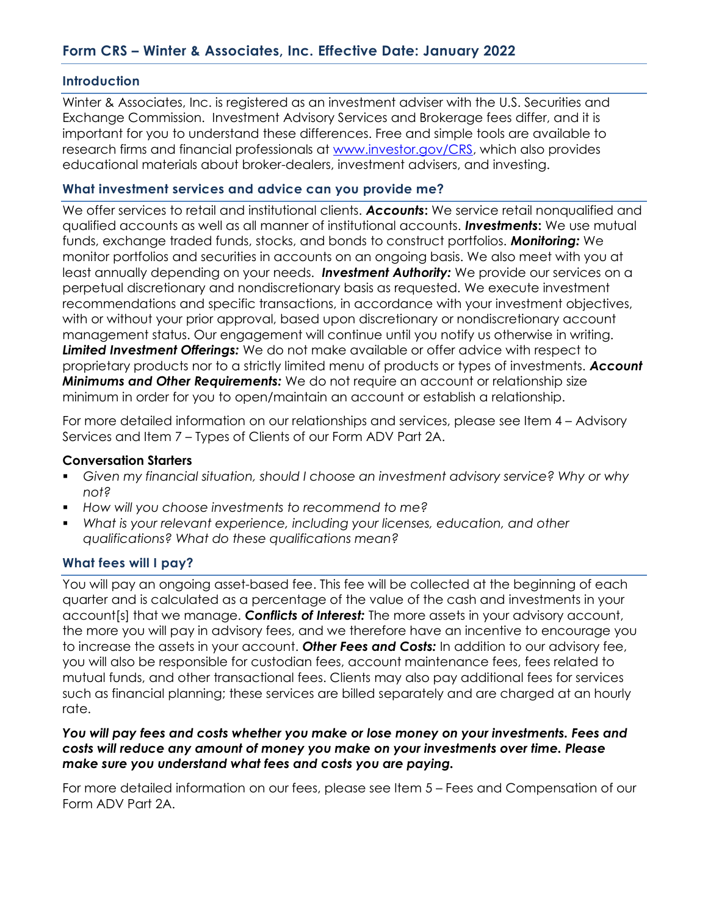## Form CRS – Winter & Associates, Inc. Effective Date: January 2022

### Introduction

Winter & Associates, Inc. is registered as an investment adviser with the U.S. Securities and Exchange Commission. Investment Advisory Services and Brokerage fees differ, and it is important for you to understand these differences. Free and simple tools are available to research firms and financial professionals at [www.investor.gov/CRS](http://www.investor.gov/CRS), which also provides educational materials about broker-dealers, investment advisers, and investing.

### What investment services and advice can you provide me?

We offer services to retail and institutional clients. ***Accounts*****:** We service retail nonqualified and qualified accounts as well as all manner of institutional accounts. ***Investments*****:** We use mutual funds, exchange traded funds, stocks, and bonds to construct portfolios. ***Monitoring:*** We monitor portfolios and securities in accounts on an ongoing basis. We also meet with you at least annually depending on your needs. ***Investment Authority:*** We provide our services on a perpetual discretionary and nondiscretionary basis as requested. We execute investment recommendations and specific transactions, in accordance with your investment objectives, with or without your prior approval, based upon discretionary or nondiscretionary account management status. Our engagement will continue until you notify us otherwise in writing. ***Limited Investment Offerings:*** We do not make available or offer advice with respect to proprietary products nor to a strictly limited menu of products or types of investments. ***Account Minimums and Other Requirements:*** We do not require an account or relationship size minimum in order for you to open/maintain an account or establish a relationship.

For more detailed information on our relationships and services, please see Item 4 – Advisory Services and Item 7 – Types of Clients of our Form ADV Part 2A.

**Conversation Starters**

- *Given my financial situation, should I choose an investment advisory service? Why or why not?*
- *How will you choose investments to recommend to me?*
- *What is your relevant experience, including your licenses, education, and other qualifications? What do these qualifications mean?*

### What fees will I pay?

You will pay an ongoing asset-based fee. This fee will be collected at the beginning of each quarter and is calculated as a percentage of the value of the cash and investments in your account[s] that we manage. ***Conflicts of Interest:*** The more assets in your advisory account, the more you will pay in advisory fees, and we therefore have an incentive to encourage you to increase the assets in your account. ***Other Fees and Costs:*** In addition to our advisory fee, you will also be responsible for custodian fees, account maintenance fees, fees related to mutual funds, and other transactional fees. Clients may also pay additional fees for services such as financial planning; these services are billed separately and are charged at an hourly rate.

***You will pay fees and costs whether you make or lose money on your investments. Fees and costs will reduce any amount of money you make on your investments over time. Please make sure you understand what fees and costs you are paying.***

For more detailed information on our fees, please see Item 5 – Fees and Compensation of our Form ADV Part 2A.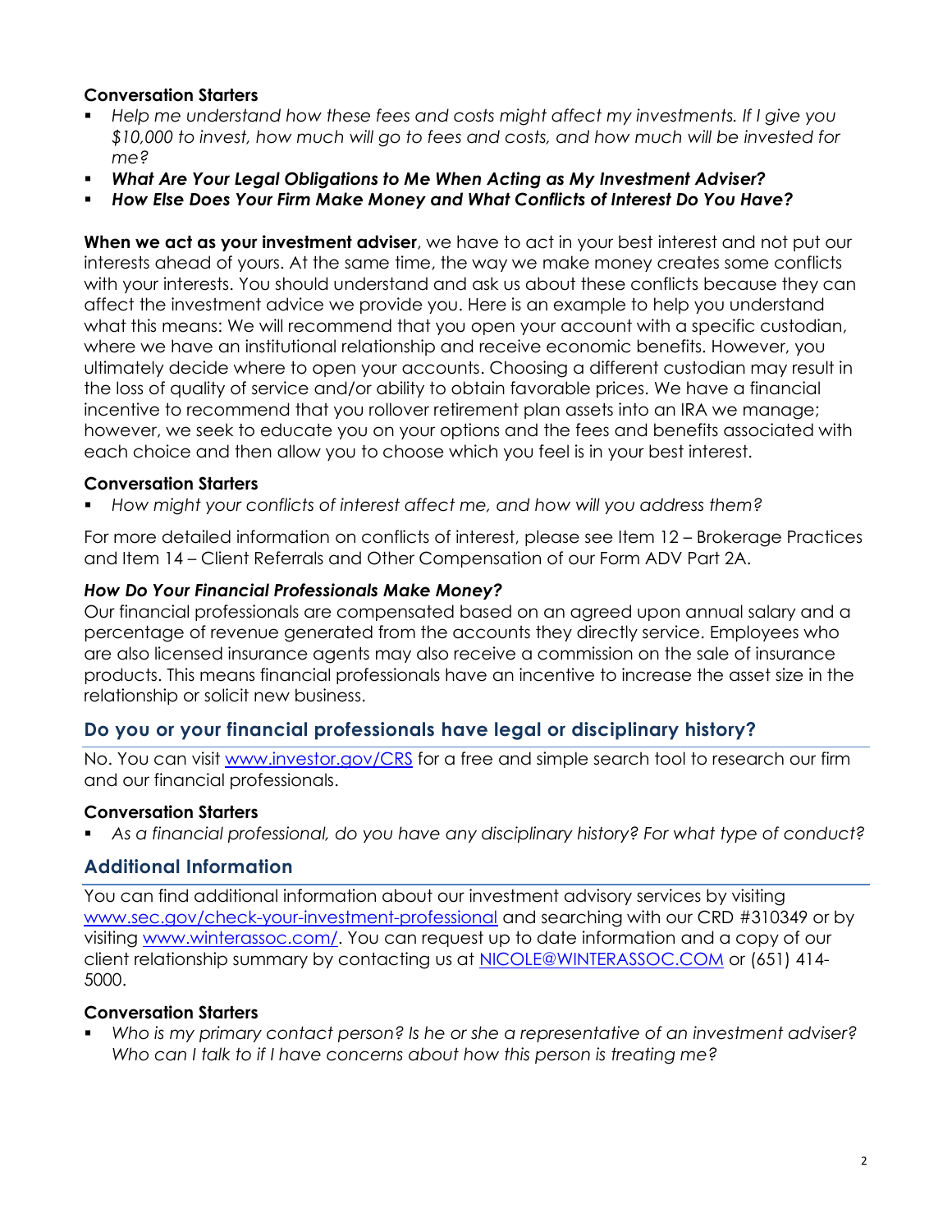**Conversation Starters**

- *Help me understand how these fees and costs might affect my investments. If I give you $10,000 to invest, how much will go to fees and costs, and how much will be invested for me?*
- ***What Are Your Legal Obligations to Me When Acting as My Investment Adviser?***
- ***How Else Does Your Firm Make Money and What Conflicts of Interest Do You Have?***

**When we act as your investment adviser**, we have to act in your best interest and not put our interests ahead of yours. At the same time, the way we make money creates some conflicts with your interests. You should understand and ask us about these conflicts because they can affect the investment advice we provide you. Here is an example to help you understand what this means: We will recommend that you open your account with a specific custodian, where we have an institutional relationship and receive economic benefits. However, you ultimately decide where to open your accounts. Choosing a different custodian may result in the loss of quality of service and/or ability to obtain favorable prices. We have a financial incentive to recommend that you rollover retirement plan assets into an IRA we manage; however, we seek to educate you on your options and the fees and benefits associated with each choice and then allow you to choose which you feel is in your best interest.

**Conversation Starters**

- *How might your conflicts of interest affect me, and how will you address them?*

For more detailed information on conflicts of interest, please see Item 12 – Brokerage Practices and Item 14 – Client Referrals and Other Compensation of our Form ADV Part 2A.

***How Do Your Financial Professionals Make Money?***

Our financial professionals are compensated based on an agreed upon annual salary and a percentage of revenue generated from the accounts they directly service. Employees who are also licensed insurance agents may also receive a commission on the sale of insurance products. This means financial professionals have an incentive to increase the asset size in the relationship or solicit new business.

## Do you or your financial professionals have legal or disciplinary history?

No. You can visit [www.investor.gov/CRS](www.investor.gov/CRS) for a free and simple search tool to research our firm and our financial professionals.

**Conversation Starters**

- *As a financial professional, do you have any disciplinary history? For what type of conduct?*

## Additional Information

You can find additional information about our investment advisory services by visiting [www.sec.gov/check-your-investment-professional](www.sec.gov/check-your-investment-professional) and searching with our CRD #310349 or by visiting [www.winterassoc.com/](www.winterassoc.com/). You can request up to date information and a copy of our client relationship summary by contacting us at [NICOLE@WINTERASSOC.COM](mailto:NICOLE@WINTERASSOC.COM) or (651) 414-5000.

**Conversation Starters**

- *Who is my primary contact person? Is he or she a representative of an investment adviser? Who can I talk to if I have concerns about how this person is treating me?*